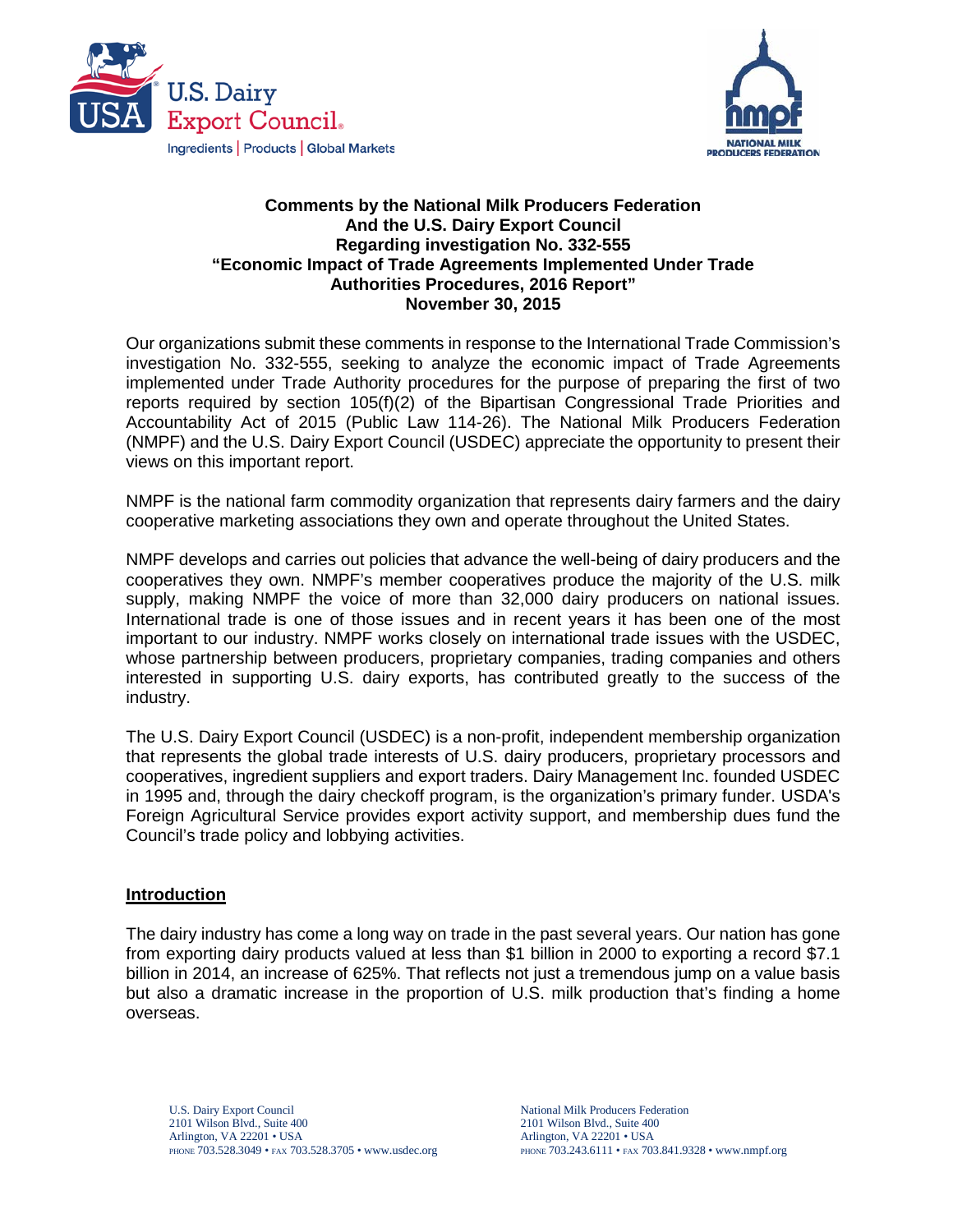**Comments by the National Milk Producers Federation And the U.S. Dairy Export Council Regarding investigation No. 332-555 "Economic Impact of Trade Agreements Implemented Under Trade Authorities Procedures, 2016 Report" November 30, 2015**

Our organizations submit these comments in response to the International Trade Commission's investigation No. 332-555, seeking to analyze the economic impact of Trade Agreements implemented under Trade Authority procedures for the purpose of preparing the first of two reports required by section 105(f)(2) of the Bipartisan Congressional Trade Priorities and Accountability Act of 2015 (Public Law 114-26). The National Milk Producers Federation (NMPF) and the U.S. Dairy Export Council (USDEC) appreciate the opportunity to present their views on this important report.

NMPF is the national farm commodity organization that represents dairy farmers and the dairy cooperative marketing associations they own and operate throughout the United States.

NMPF develops and carries out policies that advance the well-being of dairy producers and the cooperatives they own. NMPF's member cooperatives produce the majority of the U.S. milk supply, making NMPF the voice of more than 32,000 dairy producers on national issues. International trade is one of those issues and in recent years it has been one of the most important to our industry. NMPF works closely on international trade issues with the USDEC, whose partnership between producers, proprietary companies, trading companies and others interested in supporting U.S. dairy exports, has contributed greatly to the success of the industry.

The U.S. Dairy Export Council (USDEC) is a non-profit, independent membership organization that represents the global trade interests of U.S. dairy producers, proprietary processors and cooperatives, ingredient suppliers and export traders. Dairy Management Inc. founded USDEC in 1995 and, through the dairy checkoff program, is the organization's primary funder. USDA's Foreign Agricultural Service provides export activity support, and membership dues fund the Council's trade policy and lobbying activities.

## Introduction

The dairy industry has come a long way on trade in the past several years. Our nation has gone from exporting dairy products valued at less than $1 billion in 2000 to exporting a record $7.1 billion in 2014, an increase of 625%. That reflects not just a tremendous jump on a value basis but also a dramatic increase in the proportion of U.S. milk production that's finding a home overseas.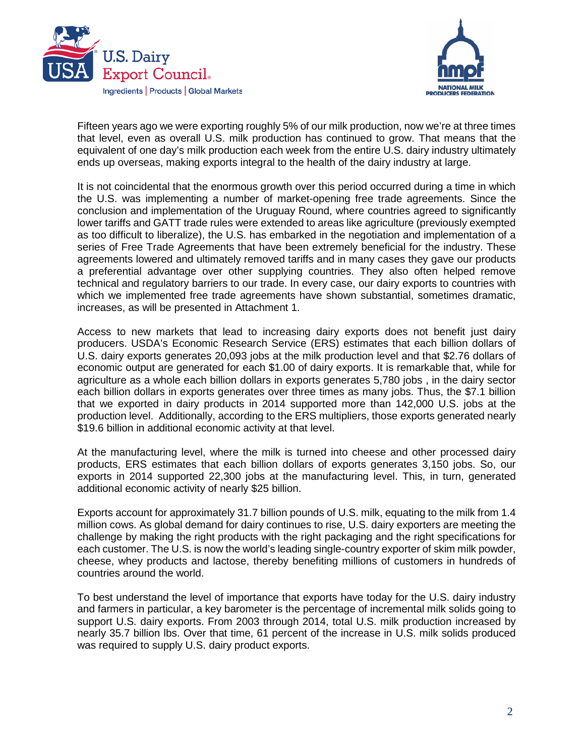Fifteen years ago we were exporting roughly 5% of our milk production, now we're at three times that level, even as overall U.S. milk production has continued to grow. That means that the equivalent of one day's milk production each week from the entire U.S. dairy industry ultimately ends up overseas, making exports integral to the health of the dairy industry at large.

It is not coincidental that the enormous growth over this period occurred during a time in which the U.S. was implementing a number of market-opening free trade agreements. Since the conclusion and implementation of the Uruguay Round, where countries agreed to significantly lower tariffs and GATT trade rules were extended to areas like agriculture (previously exempted as too difficult to liberalize), the U.S. has embarked in the negotiation and implementation of a series of Free Trade Agreements that have been extremely beneficial for the industry. These agreements lowered and ultimately removed tariffs and in many cases they gave our products a preferential advantage over other supplying countries. They also often helped remove technical and regulatory barriers to our trade. In every case, our dairy exports to countries with which we implemented free trade agreements have shown substantial, sometimes dramatic, increases, as will be presented in Attachment 1.

Access to new markets that lead to increasing dairy exports does not benefit just dairy producers. USDA's Economic Research Service (ERS) estimates that each billion dollars of U.S. dairy exports generates 20,093 jobs at the milk production level and that $2.76 dollars of economic output are generated for each $1.00 of dairy exports. It is remarkable that, while for agriculture as a whole each billion dollars in exports generates 5,780 jobs , in the dairy sector each billion dollars in exports generates over three times as many jobs. Thus, the $7.1 billion that we exported in dairy products in 2014 supported more than 142,000 U.S. jobs at the production level. Additionally, according to the ERS multipliers, those exports generated nearly $19.6 billion in additional economic activity at that level.

At the manufacturing level, where the milk is turned into cheese and other processed dairy products, ERS estimates that each billion dollars of exports generates 3,150 jobs. So, our exports in 2014 supported 22,300 jobs at the manufacturing level. This, in turn, generated additional economic activity of nearly $25 billion.

Exports account for approximately 31.7 billion pounds of U.S. milk, equating to the milk from 1.4 million cows. As global demand for dairy continues to rise, U.S. dairy exporters are meeting the challenge by making the right products with the right packaging and the right specifications for each customer. The U.S. is now the world's leading single-country exporter of skim milk powder, cheese, whey products and lactose, thereby benefiting millions of customers in hundreds of countries around the world.

To best understand the level of importance that exports have today for the U.S. dairy industry and farmers in particular, a key barometer is the percentage of incremental milk solids going to support U.S. dairy exports. From 2003 through 2014, total U.S. milk production increased by nearly 35.7 billion lbs. Over that time, 61 percent of the increase in U.S. milk solids produced was required to supply U.S. dairy product exports.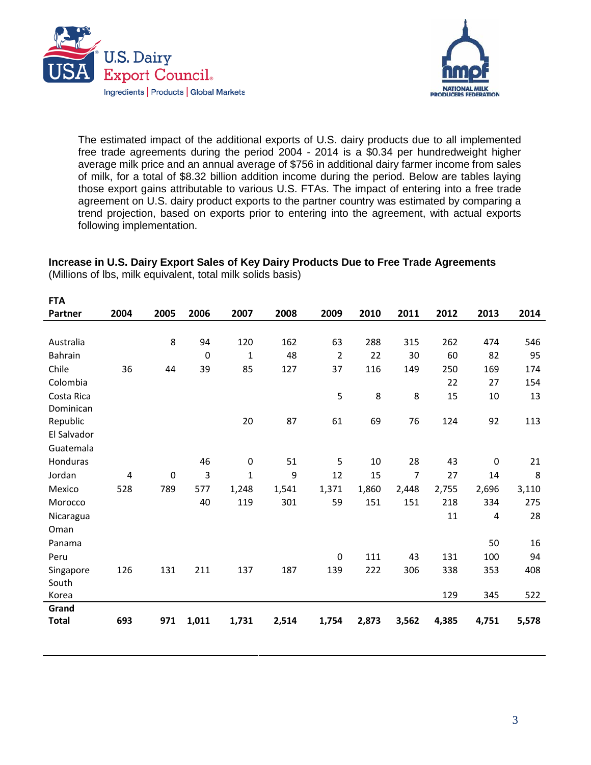The estimated impact of the additional exports of U.S. dairy products due to all implemented free trade agreements during the period 2004 - 2014 is a $0.34 per hundredweight higher average milk price and an annual average of $756 in additional dairy farmer income from sales of milk, for a total of $8.32 billion addition income during the period. Below are tables laying those export gains attributable to various U.S. FTAs. The impact of entering into a free trade agreement on U.S. dairy product exports to the partner country was estimated by comparing a trend projection, based on exports prior to entering into the agreement, with actual exports following implementation.

**Increase in U.S. Dairy Export Sales of Key Dairy Products Due to Free Trade Agreements**
(Millions of lbs, milk equivalent, total milk solids basis)

| FTA Partner | 2004 | 2005 | 2006 | 2007 | 2008 | 2009 | 2010 | 2011 | 2012 | 2013 | 2014 |
|---|---|---|---|---|---|---|---|---|---|---|---|
| Australia | | 8 | 94 | 120 | 162 | 63 | 288 | 315 | 262 | 474 | 546 |
| Bahrain | | | 0 | 1 | 48 | 2 | 22 | 30 | 60 | 82 | 95 |
| Chile | 36 | 44 | 39 | 85 | 127 | 37 | 116 | 149 | 250 | 169 | 174 |
| Colombia | | | | | | | | | 22 | 27 | 154 |
| Costa Rica | | | | | | 5 | 8 | 8 | 15 | 10 | 13 |
| Dominican Republic | | | | 20 | 87 | 61 | 69 | 76 | 124 | 92 | 113 |
| El Salvador | | | | | | | | | | | |
| Guatemala | | | | | | | | | | | |
| Honduras | | | 46 | 0 | 51 | 5 | 10 | 28 | 43 | 0 | 21 |
| Jordan | 4 | 0 | 3 | 1 | 9 | 12 | 15 | 7 | 27 | 14 | 8 |
| Mexico | 528 | 789 | 577 | 1,248 | 1,541 | 1,371 | 1,860 | 2,448 | 2,755 | 2,696 | 3,110 |
| Morocco | | | 40 | 119 | 301 | 59 | 151 | 151 | 218 | 334 | 275 |
| Nicaragua | | | | | | | | | 11 | 4 | 28 |
| Oman | | | | | | | | | | | |
| Panama | | | | | | | | | | 50 | 16 |
| Peru | | | | | | 0 | 111 | 43 | 131 | 100 | 94 |
| Singapore | 126 | 131 | 211 | 137 | 187 | 139 | 222 | 306 | 338 | 353 | 408 |
| South Korea | | | | | | | | | 129 | 345 | 522 |
| **Grand Total** | **693** | **971** | **1,011** | **1,731** | **2,514** | **1,754** | **2,873** | **3,562** | **4,385** | **4,751** | **5,578** |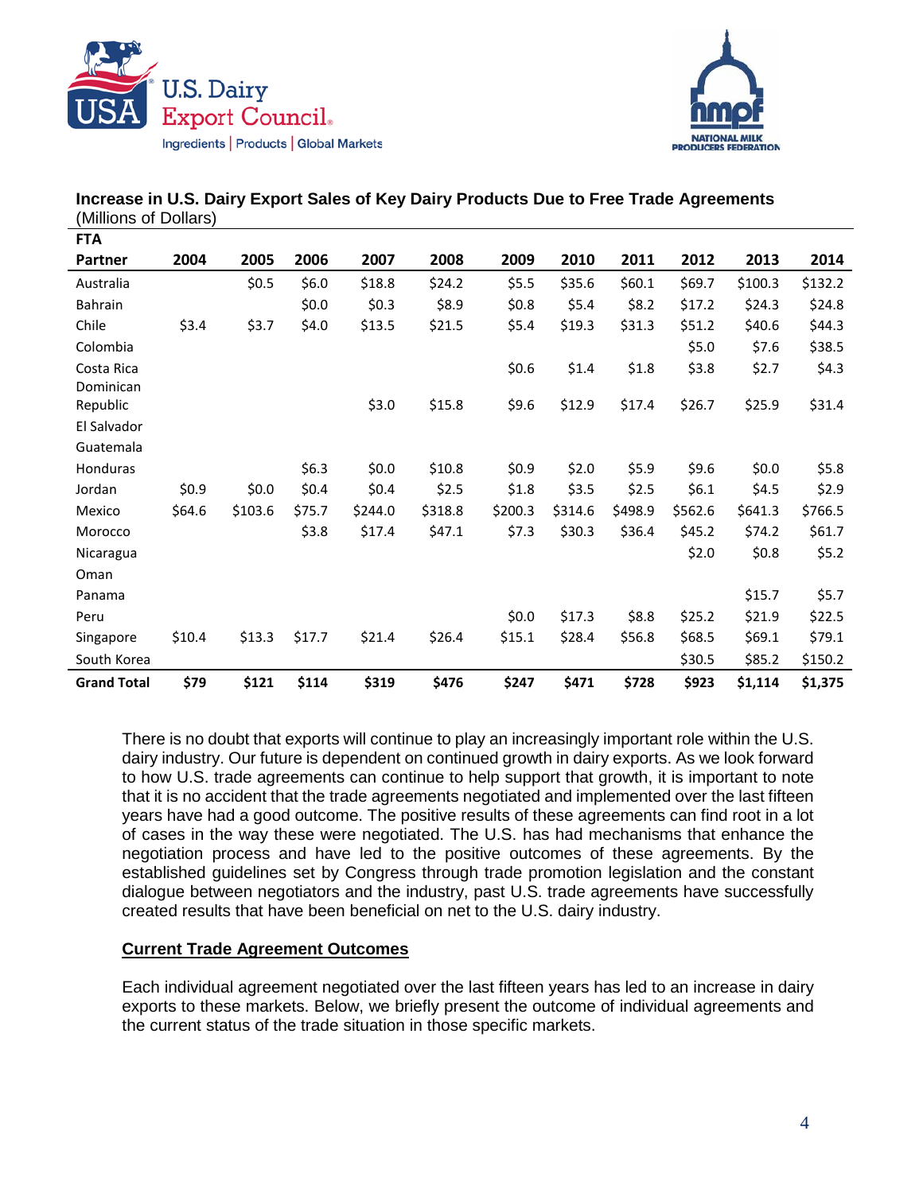**Increase in U.S. Dairy Export Sales of Key Dairy Products Due to Free Trade Agreements**
(Millions of Dollars)

| FTA Partner | 2004 | 2005 | 2006 | 2007 | 2008 | 2009 | 2010 | 2011 | 2012 | 2013 | 2014 |
|---|---|---|---|---|---|---|---|---|---|---|---|
| Australia | | $0.5 | $6.0 | $18.8 | $24.2 | $5.5 | $35.6 | $60.1 | $69.7 | $100.3 | $132.2 |
| Bahrain | | | $0.0 | $0.3 | $8.9 | $0.8 | $5.4 | $8.2 | $17.2 | $24.3 | $24.8 |
| Chile | $3.4 | $3.7 | $4.0 | $13.5 | $21.5 | $5.4 | $19.3 | $31.3 | $51.2 | $40.6 | $44.3 |
| Colombia | | | | | | | | | $5.0 | $7.6 | $38.5 |
| Costa Rica | | | | | | $0.6 | $1.4 | $1.8 | $3.8 | $2.7 | $4.3 |
| Dominican Republic | | | | $3.0 | $15.8 | $9.6 | $12.9 | $17.4 | $26.7 | $25.9 | $31.4 |
| El Salvador | | | | | | | | | | | |
| Guatemala | | | | | | | | | | | |
| Honduras | | | $6.3 | $0.0 | $10.8 | $0.9 | $2.0 | $5.9 | $9.6 | $0.0 | $5.8 |
| Jordan | $0.9 | $0.0 | $0.4 | $0.4 | $2.5 | $1.8 | $3.5 | $2.5 | $6.1 | $4.5 | $2.9 |
| Mexico | $64.6 | $103.6 | $75.7 | $244.0 | $318.8 | $200.3 | $314.6 | $498.9 | $562.6 | $641.3 | $766.5 |
| Morocco | | | $3.8 | $17.4 | $47.1 | $7.3 | $30.3 | $36.4 | $45.2 | $74.2 | $61.7 |
| Nicaragua | | | | | | | | | $2.0 | $0.8 | $5.2 |
| Oman | | | | | | | | | | | |
| Panama | | | | | | | | | | $15.7 | $5.7 |
| Peru | | | | | | $0.0 | $17.3 | $8.8 | $25.2 | $21.9 | $22.5 |
| Singapore | $10.4 | $13.3 | $17.7 | $21.4 | $26.4 | $15.1 | $28.4 | $56.8 | $68.5 | $69.1 | $79.1 |
| South Korea | | | | | | | | | $30.5 | $85.2 | $150.2 |
| **Grand Total** | **$79** | **$121** | **$114** | **$319** | **$476** | **$247** | **$471** | **$728** | **$923** | **$1,114** | **$1,375** |

There is no doubt that exports will continue to play an increasingly important role within the U.S. dairy industry. Our future is dependent on continued growth in dairy exports. As we look forward to how U.S. trade agreements can continue to help support that growth, it is important to note that it is no accident that the trade agreements negotiated and implemented over the last fifteen years have had a good outcome. The positive results of these agreements can find root in a lot of cases in the way these were negotiated. The U.S. has had mechanisms that enhance the negotiation process and have led to the positive outcomes of these agreements. By the established guidelines set by Congress through trade promotion legislation and the constant dialogue between negotiators and the industry, past U.S. trade agreements have successfully created results that have been beneficial on net to the U.S. dairy industry.

## Current Trade Agreement Outcomes

Each individual agreement negotiated over the last fifteen years has led to an increase in dairy exports to these markets. Below, we briefly present the outcome of individual agreements and the current status of the trade situation in those specific markets.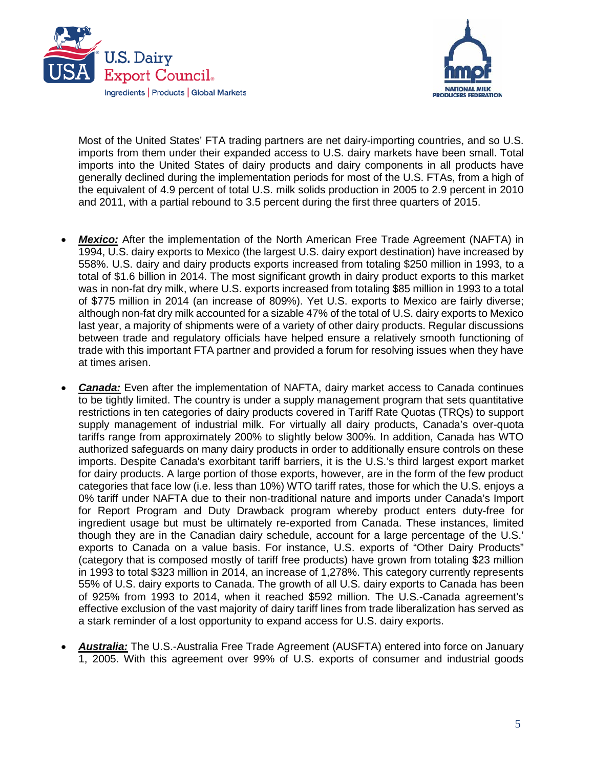Most of the United States' FTA trading partners are net dairy-importing countries, and so U.S. imports from them under their expanded access to U.S. dairy markets have been small. Total imports into the United States of dairy products and dairy components in all products have generally declined during the implementation periods for most of the U.S. FTAs, from a high of the equivalent of 4.9 percent of total U.S. milk solids production in 2005 to 2.9 percent in 2010 and 2011, with a partial rebound to 3.5 percent during the first three quarters of 2015.

- ***Mexico:*** After the implementation of the North American Free Trade Agreement (NAFTA) in 1994, U.S. dairy exports to Mexico (the largest U.S. dairy export destination) have increased by 558%. U.S. dairy and dairy products exports increased from totaling $250 million in 1993, to a total of $1.6 billion in 2014. The most significant growth in dairy product exports to this market was in non-fat dry milk, where U.S. exports increased from totaling $85 million in 1993 to a total of $775 million in 2014 (an increase of 809%). Yet U.S. exports to Mexico are fairly diverse; although non-fat dry milk accounted for a sizable 47% of the total of U.S. dairy exports to Mexico last year, a majority of shipments were of a variety of other dairy products. Regular discussions between trade and regulatory officials have helped ensure a relatively smooth functioning of trade with this important FTA partner and provided a forum for resolving issues when they have at times arisen.

- ***Canada:*** Even after the implementation of NAFTA, dairy market access to Canada continues to be tightly limited. The country is under a supply management program that sets quantitative restrictions in ten categories of dairy products covered in Tariff Rate Quotas (TRQs) to support supply management of industrial milk. For virtually all dairy products, Canada's over-quota tariffs range from approximately 200% to slightly below 300%. In addition, Canada has WTO authorized safeguards on many dairy products in order to additionally ensure controls on these imports. Despite Canada's exorbitant tariff barriers, it is the U.S.'s third largest export market for dairy products. A large portion of those exports, however, are in the form of the few product categories that face low (i.e. less than 10%) WTO tariff rates, those for which the U.S. enjoys a 0% tariff under NAFTA due to their non-traditional nature and imports under Canada's Import for Report Program and Duty Drawback program whereby product enters duty-free for ingredient usage but must be ultimately re-exported from Canada. These instances, limited though they are in the Canadian dairy schedule, account for a large percentage of the U.S.' exports to Canada on a value basis. For instance, U.S. exports of "Other Dairy Products" (category that is composed mostly of tariff free products) have grown from totaling $23 million in 1993 to total $323 million in 2014, an increase of 1,278%. This category currently represents 55% of U.S. dairy exports to Canada. The growth of all U.S. dairy exports to Canada has been of 925% from 1993 to 2014, when it reached $592 million. The U.S.-Canada agreement's effective exclusion of the vast majority of dairy tariff lines from trade liberalization has served as a stark reminder of a lost opportunity to expand access for U.S. dairy exports.

- ***Australia:*** The U.S.-Australia Free Trade Agreement (AUSFTA) entered into force on January 1, 2005. With this agreement over 99% of U.S. exports of consumer and industrial goods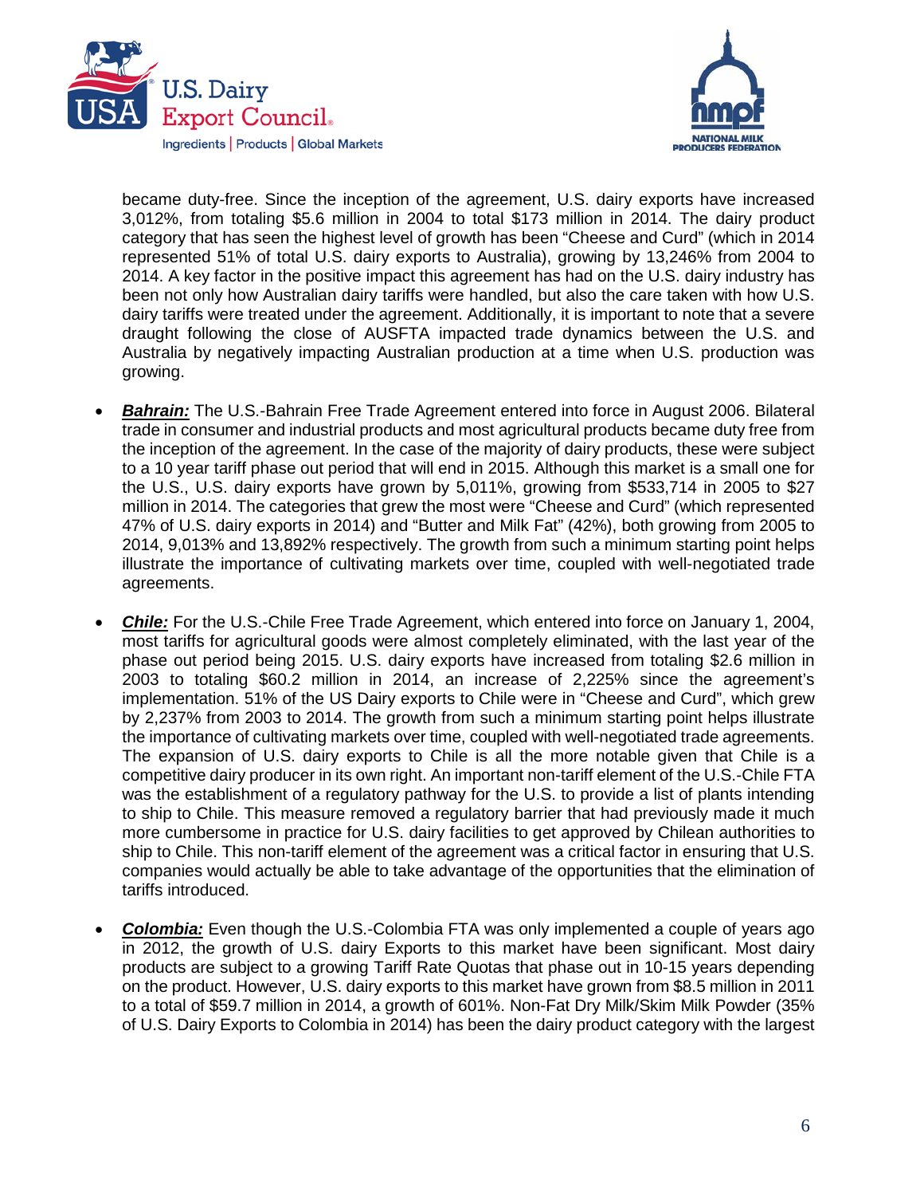became duty-free. Since the inception of the agreement, U.S. dairy exports have increased 3,012%, from totaling $5.6 million in 2004 to total $173 million in 2014. The dairy product category that has seen the highest level of growth has been "Cheese and Curd" (which in 2014 represented 51% of total U.S. dairy exports to Australia), growing by 13,246% from 2004 to 2014. A key factor in the positive impact this agreement has had on the U.S. dairy industry has been not only how Australian dairy tariffs were handled, but also the care taken with how U.S. dairy tariffs were treated under the agreement. Additionally, it is important to note that a severe draught following the close of AUSFTA impacted trade dynamics between the U.S. and Australia by negatively impacting Australian production at a time when U.S. production was growing.

- ***Bahrain:*** The U.S.-Bahrain Free Trade Agreement entered into force in August 2006. Bilateral trade in consumer and industrial products and most agricultural products became duty free from the inception of the agreement. In the case of the majority of dairy products, these were subject to a 10 year tariff phase out period that will end in 2015. Although this market is a small one for the U.S., U.S. dairy exports have grown by 5,011%, growing from $533,714 in 2005 to $27 million in 2014. The categories that grew the most were "Cheese and Curd" (which represented 47% of U.S. dairy exports in 2014) and "Butter and Milk Fat" (42%), both growing from 2005 to 2014, 9,013% and 13,892% respectively. The growth from such a minimum starting point helps illustrate the importance of cultivating markets over time, coupled with well-negotiated trade agreements.

- ***Chile:*** For the U.S.-Chile Free Trade Agreement, which entered into force on January 1, 2004, most tariffs for agricultural goods were almost completely eliminated, with the last year of the phase out period being 2015. U.S. dairy exports have increased from totaling $2.6 million in 2003 to totaling $60.2 million in 2014, an increase of 2,225% since the agreement's implementation. 51% of the US Dairy exports to Chile were in "Cheese and Curd", which grew by 2,237% from 2003 to 2014. The growth from such a minimum starting point helps illustrate the importance of cultivating markets over time, coupled with well-negotiated trade agreements. The expansion of U.S. dairy exports to Chile is all the more notable given that Chile is a competitive dairy producer in its own right. An important non-tariff element of the U.S.-Chile FTA was the establishment of a regulatory pathway for the U.S. to provide a list of plants intending to ship to Chile. This measure removed a regulatory barrier that had previously made it much more cumbersome in practice for U.S. dairy facilities to get approved by Chilean authorities to ship to Chile. This non-tariff element of the agreement was a critical factor in ensuring that U.S. companies would actually be able to take advantage of the opportunities that the elimination of tariffs introduced.

- ***Colombia:*** Even though the U.S.-Colombia FTA was only implemented a couple of years ago in 2012, the growth of U.S. dairy Exports to this market have been significant. Most dairy products are subject to a growing Tariff Rate Quotas that phase out in 10-15 years depending on the product. However, U.S. dairy exports to this market have grown from $8.5 million in 2011 to a total of $59.7 million in 2014, a growth of 601%. Non-Fat Dry Milk/Skim Milk Powder (35% of U.S. Dairy Exports to Colombia in 2014) has been the dairy product category with the largest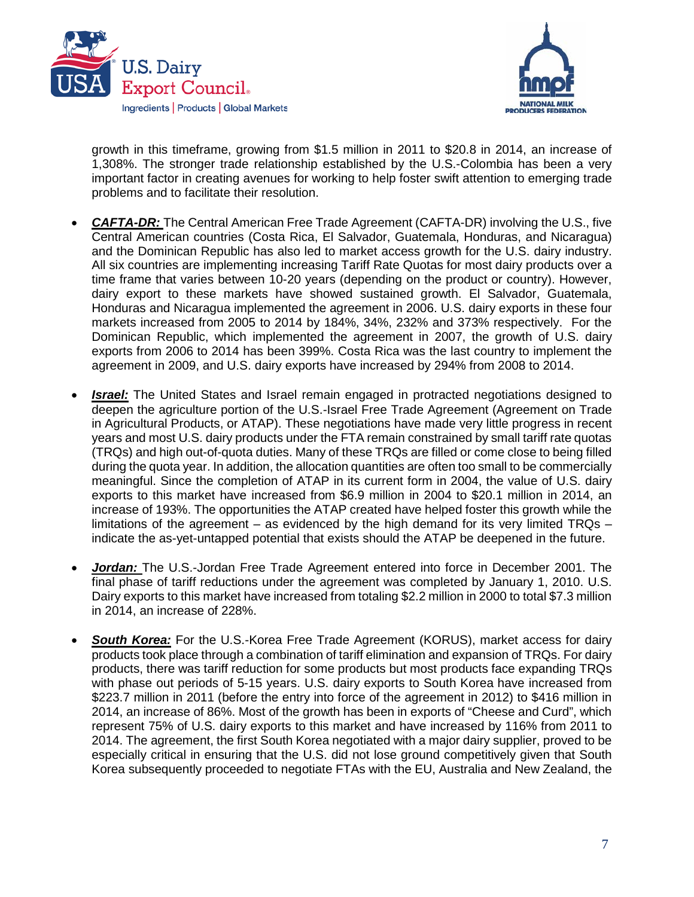growth in this timeframe, growing from $1.5 million in 2011 to $20.8 in 2014, an increase of 1,308%. The stronger trade relationship established by the U.S.-Colombia has been a very important factor in creating avenues for working to help foster swift attention to emerging trade problems and to facilitate their resolution.

- ***CAFTA-DR:*** The Central American Free Trade Agreement (CAFTA-DR) involving the U.S., five Central American countries (Costa Rica, El Salvador, Guatemala, Honduras, and Nicaragua) and the Dominican Republic has also led to market access growth for the U.S. dairy industry. All six countries are implementing increasing Tariff Rate Quotas for most dairy products over a time frame that varies between 10-20 years (depending on the product or country). However, dairy export to these markets have showed sustained growth. El Salvador, Guatemala, Honduras and Nicaragua implemented the agreement in 2006. U.S. dairy exports in these four markets increased from 2005 to 2014 by 184%, 34%, 232% and 373% respectively. For the Dominican Republic, which implemented the agreement in 2007, the growth of U.S. dairy exports from 2006 to 2014 has been 399%. Costa Rica was the last country to implement the agreement in 2009, and U.S. dairy exports have increased by 294% from 2008 to 2014.

- ***Israel:*** The United States and Israel remain engaged in protracted negotiations designed to deepen the agriculture portion of the U.S.-Israel Free Trade Agreement (Agreement on Trade in Agricultural Products, or ATAP). These negotiations have made very little progress in recent years and most U.S. dairy products under the FTA remain constrained by small tariff rate quotas (TRQs) and high out-of-quota duties. Many of these TRQs are filled or come close to being filled during the quota year. In addition, the allocation quantities are often too small to be commercially meaningful. Since the completion of ATAP in its current form in 2004, the value of U.S. dairy exports to this market have increased from $6.9 million in 2004 to $20.1 million in 2014, an increase of 193%. The opportunities the ATAP created have helped foster this growth while the limitations of the agreement – as evidenced by the high demand for its very limited TRQs – indicate the as-yet-untapped potential that exists should the ATAP be deepened in the future.

- ***Jordan:*** The U.S.-Jordan Free Trade Agreement entered into force in December 2001. The final phase of tariff reductions under the agreement was completed by January 1, 2010. U.S. Dairy exports to this market have increased from totaling $2.2 million in 2000 to total $7.3 million in 2014, an increase of 228%.

- ***South Korea:*** For the U.S.-Korea Free Trade Agreement (KORUS), market access for dairy products took place through a combination of tariff elimination and expansion of TRQs. For dairy products, there was tariff reduction for some products but most products face expanding TRQs with phase out periods of 5-15 years. U.S. dairy exports to South Korea have increased from $223.7 million in 2011 (before the entry into force of the agreement in 2012) to $416 million in 2014, an increase of 86%. Most of the growth has been in exports of "Cheese and Curd", which represent 75% of U.S. dairy exports to this market and have increased by 116% from 2011 to 2014. The agreement, the first South Korea negotiated with a major dairy supplier, proved to be especially critical in ensuring that the U.S. did not lose ground competitively given that South Korea subsequently proceeded to negotiate FTAs with the EU, Australia and New Zealand, the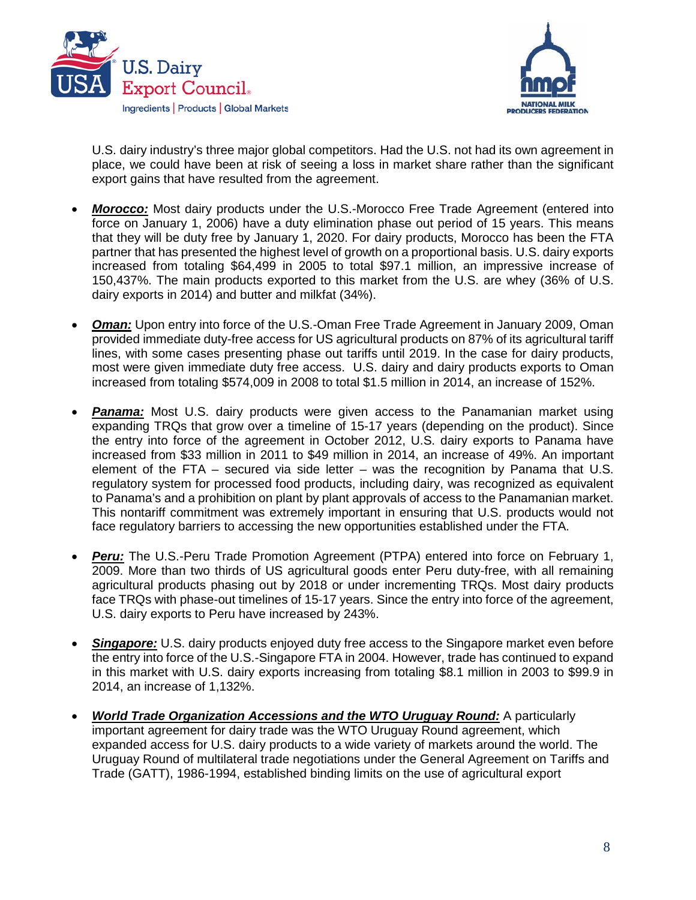U.S. dairy industry's three major global competitors. Had the U.S. not had its own agreement in place, we could have been at risk of seeing a loss in market share rather than the significant export gains that have resulted from the agreement.

- ***Morocco:*** Most dairy products under the U.S.-Morocco Free Trade Agreement (entered into force on January 1, 2006) have a duty elimination phase out period of 15 years. This means that they will be duty free by January 1, 2020. For dairy products, Morocco has been the FTA partner that has presented the highest level of growth on a proportional basis. U.S. dairy exports increased from totaling $64,499 in 2005 to total $97.1 million, an impressive increase of 150,437%. The main products exported to this market from the U.S. are whey (36% of U.S. dairy exports in 2014) and butter and milkfat (34%).

- ***Oman:*** Upon entry into force of the U.S.-Oman Free Trade Agreement in January 2009, Oman provided immediate duty-free access for US agricultural products on 87% of its agricultural tariff lines, with some cases presenting phase out tariffs until 2019. In the case for dairy products, most were given immediate duty free access. U.S. dairy and dairy products exports to Oman increased from totaling $574,009 in 2008 to total $1.5 million in 2014, an increase of 152%.

- ***Panama:*** Most U.S. dairy products were given access to the Panamanian market using expanding TRQs that grow over a timeline of 15-17 years (depending on the product). Since the entry into force of the agreement in October 2012, U.S. dairy exports to Panama have increased from $33 million in 2011 to $49 million in 2014, an increase of 49%. An important element of the FTA – secured via side letter – was the recognition by Panama that U.S. regulatory system for processed food products, including dairy, was recognized as equivalent to Panama's and a prohibition on plant by plant approvals of access to the Panamanian market. This nontariff commitment was extremely important in ensuring that U.S. products would not face regulatory barriers to accessing the new opportunities established under the FTA.

- ***Peru:*** The U.S.-Peru Trade Promotion Agreement (PTPA) entered into force on February 1, 2009. More than two thirds of US agricultural goods enter Peru duty-free, with all remaining agricultural products phasing out by 2018 or under incrementing TRQs. Most dairy products face TRQs with phase-out timelines of 15-17 years. Since the entry into force of the agreement, U.S. dairy exports to Peru have increased by 243%.

- ***Singapore:*** U.S. dairy products enjoyed duty free access to the Singapore market even before the entry into force of the U.S.-Singapore FTA in 2004. However, trade has continued to expand in this market with U.S. dairy exports increasing from totaling $8.1 million in 2003 to $99.9 in 2014, an increase of 1,132%.

- ***World Trade Organization Accessions and the WTO Uruguay Round:*** A particularly important agreement for dairy trade was the WTO Uruguay Round agreement, which expanded access for U.S. dairy products to a wide variety of markets around the world. The Uruguay Round of multilateral trade negotiations under the General Agreement on Tariffs and Trade (GATT), 1986-1994, established binding limits on the use of agricultural export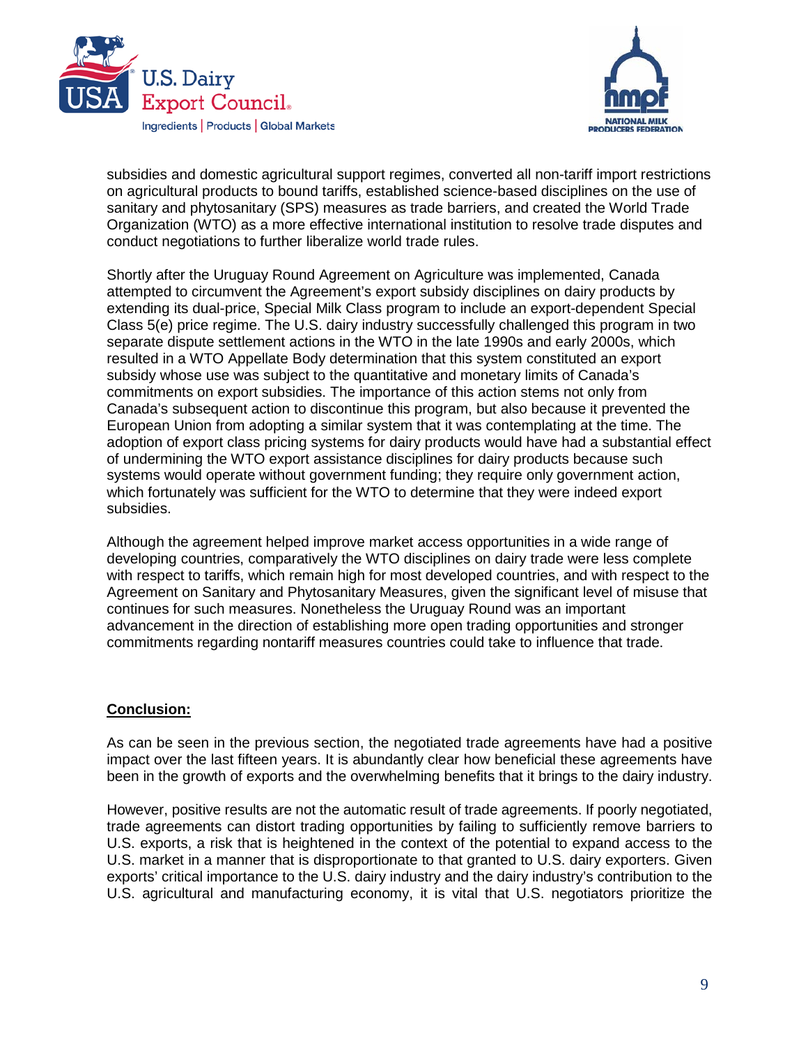subsidies and domestic agricultural support regimes, converted all non-tariff import restrictions on agricultural products to bound tariffs, established science-based disciplines on the use of sanitary and phytosanitary (SPS) measures as trade barriers, and created the World Trade Organization (WTO) as a more effective international institution to resolve trade disputes and conduct negotiations to further liberalize world trade rules.

Shortly after the Uruguay Round Agreement on Agriculture was implemented, Canada attempted to circumvent the Agreement's export subsidy disciplines on dairy products by extending its dual-price, Special Milk Class program to include an export-dependent Special Class 5(e) price regime. The U.S. dairy industry successfully challenged this program in two separate dispute settlement actions in the WTO in the late 1990s and early 2000s, which resulted in a WTO Appellate Body determination that this system constituted an export subsidy whose use was subject to the quantitative and monetary limits of Canada's commitments on export subsidies. The importance of this action stems not only from Canada's subsequent action to discontinue this program, but also because it prevented the European Union from adopting a similar system that it was contemplating at the time. The adoption of export class pricing systems for dairy products would have had a substantial effect of undermining the WTO export assistance disciplines for dairy products because such systems would operate without government funding; they require only government action, which fortunately was sufficient for the WTO to determine that they were indeed export subsidies.

Although the agreement helped improve market access opportunities in a wide range of developing countries, comparatively the WTO disciplines on dairy trade were less complete with respect to tariffs, which remain high for most developed countries, and with respect to the Agreement on Sanitary and Phytosanitary Measures, given the significant level of misuse that continues for such measures. Nonetheless the Uruguay Round was an important advancement in the direction of establishing more open trading opportunities and stronger commitments regarding nontariff measures countries could take to influence that trade.

**<u>Conclusion:</u>**

As can be seen in the previous section, the negotiated trade agreements have had a positive impact over the last fifteen years. It is abundantly clear how beneficial these agreements have been in the growth of exports and the overwhelming benefits that it brings to the dairy industry.

However, positive results are not the automatic result of trade agreements. If poorly negotiated, trade agreements can distort trading opportunities by failing to sufficiently remove barriers to U.S. exports, a risk that is heightened in the context of the potential to expand access to the U.S. market in a manner that is disproportionate to that granted to U.S. dairy exporters. Given exports' critical importance to the U.S. dairy industry and the dairy industry's contribution to the U.S. agricultural and manufacturing economy, it is vital that U.S. negotiators prioritize the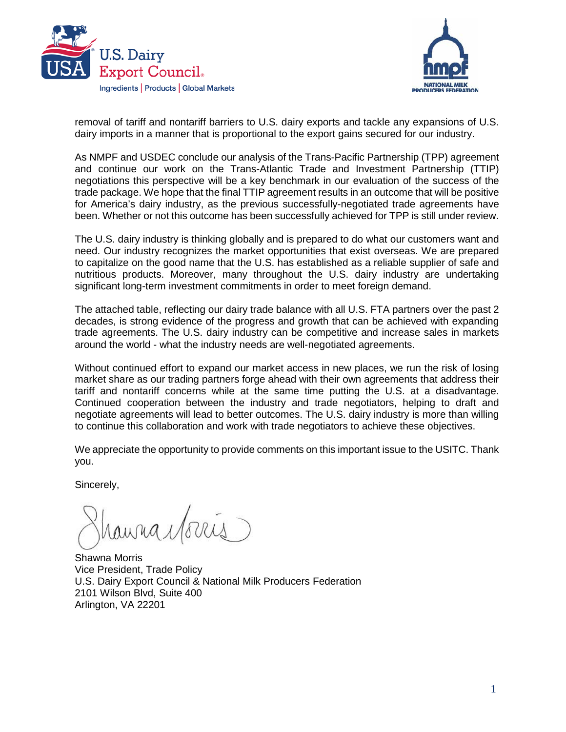removal of tariff and nontariff barriers to U.S. dairy exports and tackle any expansions of U.S. dairy imports in a manner that is proportional to the export gains secured for our industry.

As NMPF and USDEC conclude our analysis of the Trans-Pacific Partnership (TPP) agreement and continue our work on the Trans-Atlantic Trade and Investment Partnership (TTIP) negotiations this perspective will be a key benchmark in our evaluation of the success of the trade package. We hope that the final TTIP agreement results in an outcome that will be positive for America's dairy industry, as the previous successfully-negotiated trade agreements have been. Whether or not this outcome has been successfully achieved for TPP is still under review.

The U.S. dairy industry is thinking globally and is prepared to do what our customers want and need. Our industry recognizes the market opportunities that exist overseas. We are prepared to capitalize on the good name that the U.S. has established as a reliable supplier of safe and nutritious products. Moreover, many throughout the U.S. dairy industry are undertaking significant long-term investment commitments in order to meet foreign demand.

The attached table, reflecting our dairy trade balance with all U.S. FTA partners over the past 2 decades, is strong evidence of the progress and growth that can be achieved with expanding trade agreements. The U.S. dairy industry can be competitive and increase sales in markets around the world - what the industry needs are well-negotiated agreements.

Without continued effort to expand our market access in new places, we run the risk of losing market share as our trading partners forge ahead with their own agreements that address their tariff and nontariff concerns while at the same time putting the U.S. at a disadvantage. Continued cooperation between the industry and trade negotiators, helping to draft and negotiate agreements will lead to better outcomes. The U.S. dairy industry is more than willing to continue this collaboration and work with trade negotiators to achieve these objectives.

We appreciate the opportunity to provide comments on this important issue to the USITC. Thank you.

Sincerely,

Shawna Morris
Vice President, Trade Policy
U.S. Dairy Export Council & National Milk Producers Federation
2101 Wilson Blvd, Suite 400
Arlington, VA 22201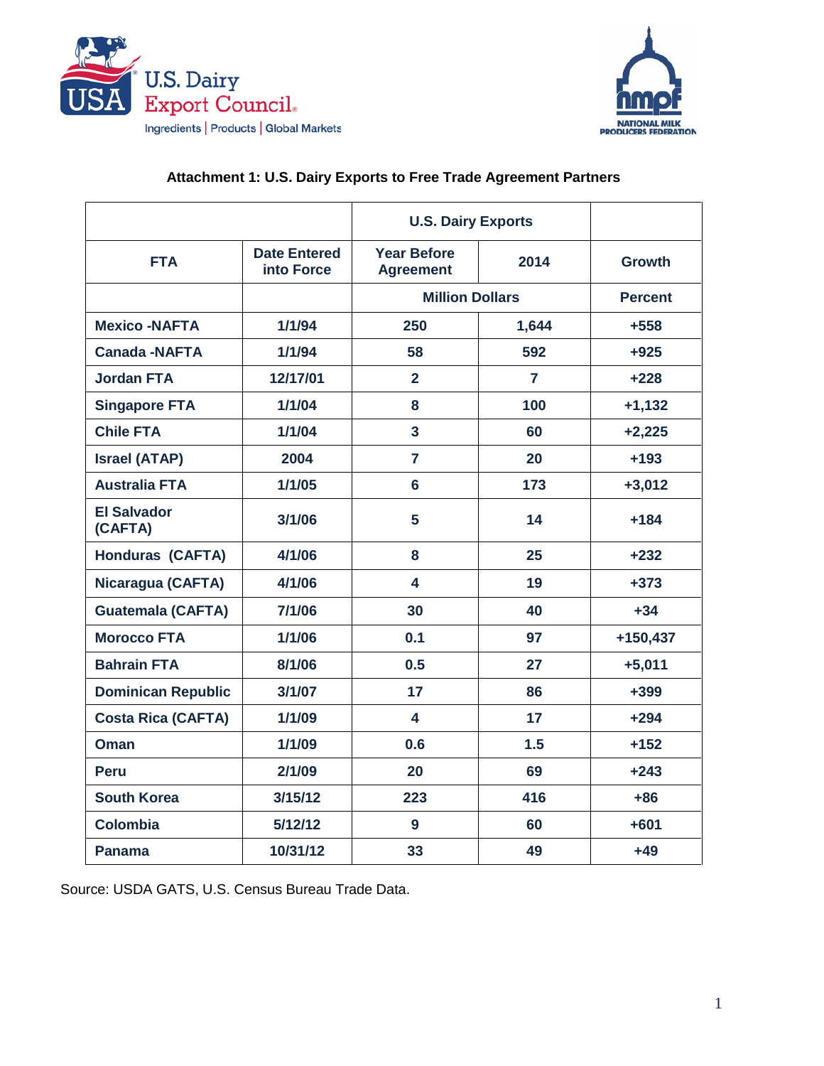U.S. Dairy Export Council
Ingredients | Products | Global Markets

NATIONAL MILK PRODUCERS FEDERATION

**Attachment 1: U.S. Dairy Exports to Free Trade Agreement Partners**

| | | U.S. Dairy Exports | | |
|---|---|---|---|---|
| **FTA** | **Date Entered into Force** | **Year Before Agreement** | **2014** | **Growth** |
| | | **Million Dollars** | | **Percent** |
| **Mexico -NAFTA** | 1/1/94 | 250 | 1,644 | +558 |
| **Canada -NAFTA** | 1/1/94 | 58 | 592 | +925 |
| **Jordan FTA** | 12/17/01 | 2 | 7 | +228 |
| **Singapore FTA** | 1/1/04 | 8 | 100 | +1,132 |
| **Chile FTA** | 1/1/04 | 3 | 60 | +2,225 |
| **Israel (ATAP)** | 2004 | 7 | 20 | +193 |
| **Australia FTA** | 1/1/05 | 6 | 173 | +3,012 |
| **El Salvador (CAFTA)** | 3/1/06 | 5 | 14 | +184 |
| **Honduras (CAFTA)** | 4/1/06 | 8 | 25 | +232 |
| **Nicaragua (CAFTA)** | 4/1/06 | 4 | 19 | +373 |
| **Guatemala (CAFTA)** | 7/1/06 | 30 | 40 | +34 |
| **Morocco FTA** | 1/1/06 | 0.1 | 97 | +150,437 |
| **Bahrain FTA** | 8/1/06 | 0.5 | 27 | +5,011 |
| **Dominican Republic** | 3/1/07 | 17 | 86 | +399 |
| **Costa Rica (CAFTA)** | 1/1/09 | 4 | 17 | +294 |
| **Oman** | 1/1/09 | 0.6 | 1.5 | +152 |
| **Peru** | 2/1/09 | 20 | 69 | +243 |
| **South Korea** | 3/15/12 | 223 | 416 | +86 |
| **Colombia** | 5/12/12 | 9 | 60 | +601 |
| **Panama** | 10/31/12 | 33 | 49 | +49 |

Source: USDA GATS, U.S. Census Bureau Trade Data.